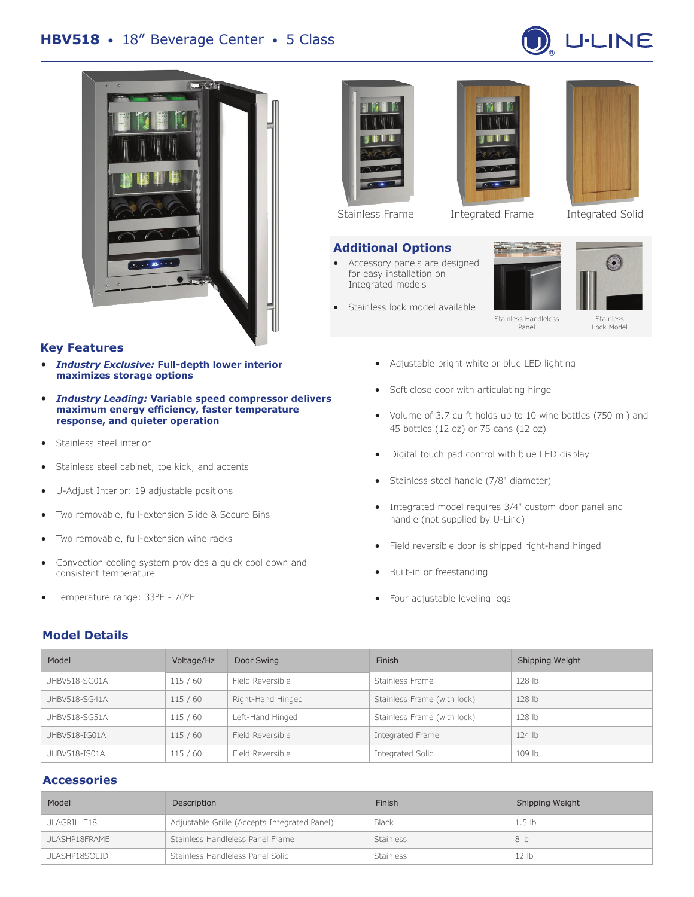# HBV518 • 18" Beverage Center • 5 Class

Stainless Frame

Integrated Frame

Integrated Solid

## Additional Options

- Accessory panels are designed for easy installation on Integrated models
- Stainless lock model available

Stainless Handleless Panel

Stainless Lock Model

## Key Features

- ***Industry Exclusive:* Full-depth lower interior maximizes storage options**
- ***Industry Leading:* Variable speed compressor delivers maximum energy efficiency, faster temperature response, and quieter operation**
- Stainless steel interior
- Stainless steel cabinet, toe kick, and accents
- U-Adjust Interior: 19 adjustable positions
- Two removable, full-extension Slide & Secure Bins
- Two removable, full-extension wine racks
- Convection cooling system provides a quick cool down and consistent temperature
- Temperature range: 33°F - 70°F
- Adjustable bright white or blue LED lighting
- Soft close door with articulating hinge
- Volume of 3.7 cu ft holds up to 10 wine bottles (750 ml) and 45 bottles (12 oz) or 75 cans (12 oz)
- Digital touch pad control with blue LED display
- Stainless steel handle (7/8" diameter)
- Integrated model requires 3/4" custom door panel and handle (not supplied by U-Line)
- Field reversible door is shipped right-hand hinged
- Built-in or freestanding
- Four adjustable leveling legs

## Model Details

| Model | Voltage/Hz | Door Swing | Finish | Shipping Weight |
|---|---|---|---|---|
| UHBV518-SG01A | 115 / 60 | Field Reversible | Stainless Frame | 128 lb |
| UHBV518-SG41A | 115 / 60 | Right-Hand Hinged | Stainless Frame (with lock) | 128 lb |
| UHBV518-SG51A | 115 / 60 | Left-Hand Hinged | Stainless Frame (with lock) | 128 lb |
| UHBV518-IG01A | 115 / 60 | Field Reversible | Integrated Frame | 124 lb |
| UHBV518-IS01A | 115 / 60 | Field Reversible | Integrated Solid | 109 lb |

## Accessories

| Model | Description | Finish | Shipping Weight |
|---|---|---|---|
| ULAGRILLE18 | Adjustable Grille (Accepts Integrated Panel) | Black | 1.5 lb |
| ULASHP18FRAME | Stainless Handleless Panel Frame | Stainless | 8 lb |
| ULASHP18SOLID | Stainless Handleless Panel Solid | Stainless | 12 lb |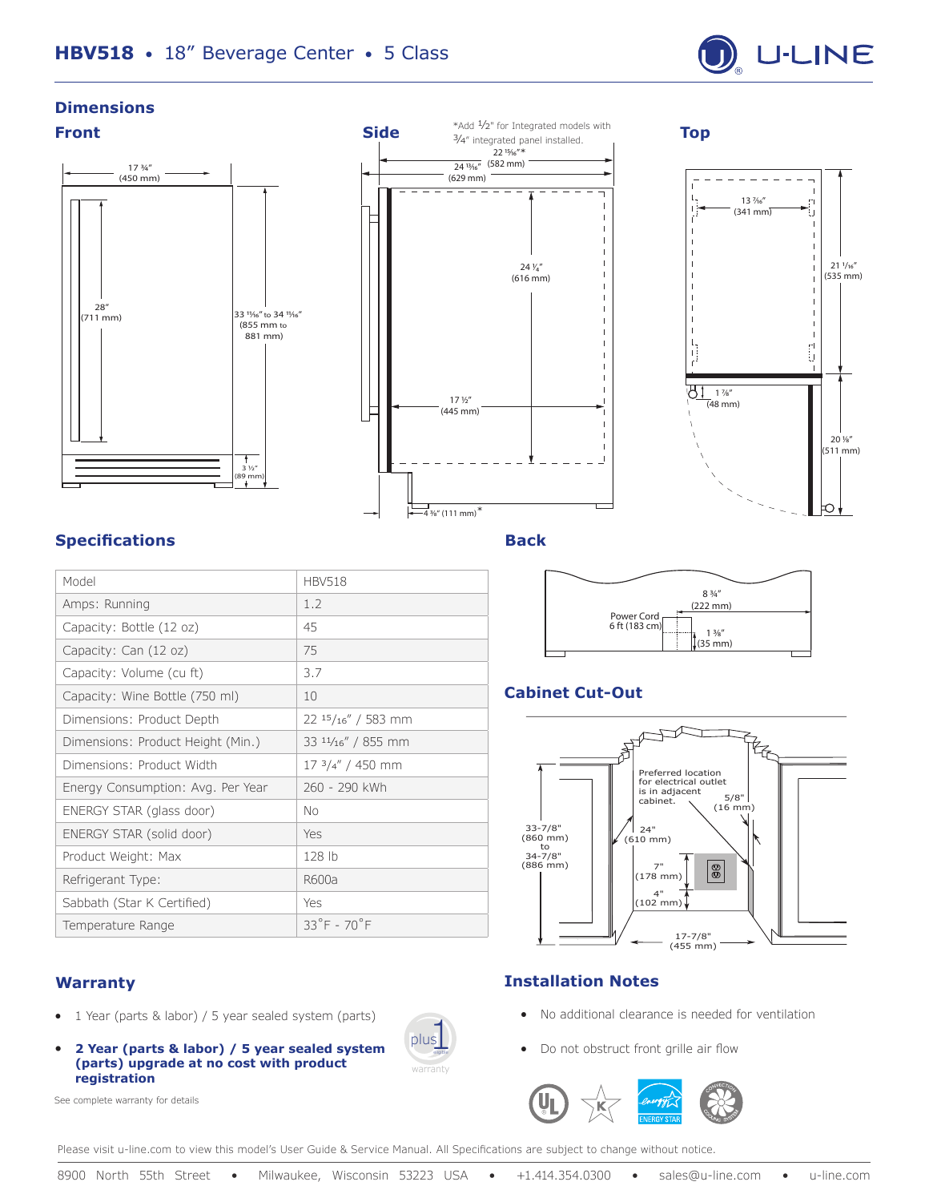# HBV518 • 18" Beverage Center • 5 Class

## Dimensions

### Front

17 ¾" (450 mm)

28" (711 mm)

33 ¹¹⁄₁₆" to 34 ¹¹⁄₁₆" (855 mm to 881 mm)

3 ½" (89 mm)

### Side

*Add ½" for Integrated models with ¾" integrated panel installed.

22 ¹⁵⁄₁₆"* (582 mm)

24 ¹³⁄₁₆" (629 mm)

24 ¼" (616 mm)

17 ½" (445 mm)

4 ⅜" (111 mm)*

### Top

13 ⁷⁄₁₆" (341 mm)

21 ¹⁄₁₆" (535 mm)

1 ⅞" (48 mm)

20 ⅛" (511 mm)

## Specifications

| | |
|---|---|
| Model | HBV518 |
| Amps: Running | 1.2 |
| Capacity: Bottle (12 oz) | 45 |
| Capacity: Can (12 oz) | 75 |
| Capacity: Volume (cu ft) | 3.7 |
| Capacity: Wine Bottle (750 ml) | 10 |
| Dimensions: Product Depth | 22 ¹⁵⁄₁₆" / 583 mm |
| Dimensions: Product Height (Min.) | 33 ¹¹⁄₁₆" / 855 mm |
| Dimensions: Product Width | 17 ³⁄₄" / 450 mm |
| Energy Consumption: Avg. Per Year | 260 - 290 kWh |
| ENERGY STAR (glass door) | No |
| ENERGY STAR (solid door) | Yes |
| Product Weight: Max | 128 lb |
| Refrigerant Type: | R600a |
| Sabbath (Star K Certified) | Yes |
| Temperature Range | 33˚F - 70˚F |

## Back

8 ¾" (222 mm)

Power Cord 6 ft (183 cm)

1 ⅜" (35 mm)

## Cabinet Cut-Out

Preferred location for electrical outlet is in adjacent cabinet.

5/8" (16 mm)

33-7/8" (860 mm) to 34-7/8" (886 mm)

24" (610 mm)

7" (178 mm)

4" (102 mm)

17-7/8" (455 mm)

## Warranty

- 1 Year (parts & labor) / 5 year sealed system (parts)
- **2 Year (parts & labor) / 5 year sealed system (parts) upgrade at no cost with product registration**

plus1 warranty

See complete warranty for details

## Installation Notes

- No additional clearance is needed for ventilation
- Do not obstruct front grille air flow

Please visit u-line.com to view this model's User Guide & Service Manual. All Specifications are subject to change without notice.

8900 North 55th Street • Milwaukee, Wisconsin 53223 USA • +1.414.354.0300 • sales@u-line.com • u-line.com